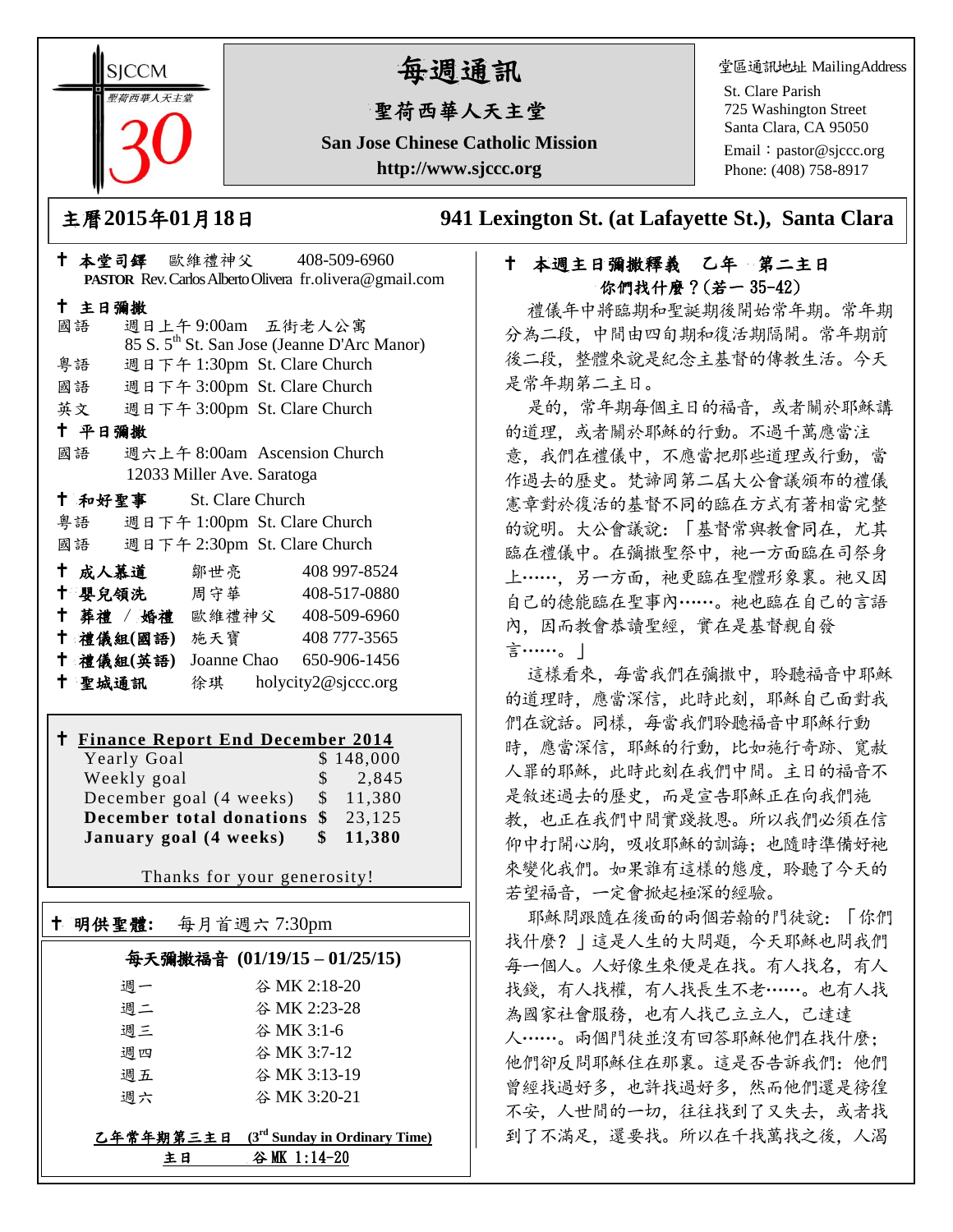SJCCM
聖荷西華人天主堂
30

# 每週通訊

## 聖荷西華人天主堂

**San Jose Chinese Catholic Mission**

**http://www.sjccc.org**

堂區通訊地址 MailingAddress

St. Clare Parish
725 Washington Street
Santa Clara, CA 95050
Email：pastor@sjccc.org
Phone: (408) 758-8917

**主曆2015年01月18日** **941 Lexington St. (at Lafayette St.), Santa Clara**

✝ **本堂司鐸** 歐維禮神父 408-509-6960
**PASTOR** Rev. Carlos Alberto Olivera fr.olivera@gmail.com

✝ **主日彌撒**

國語 週日上午 9:00am 五街老人公寓
85 S. 5th St. San Jose (Jeanne D'Arc Manor)
粵語 週日下午 1:30pm St. Clare Church
國語 週日下午 3:00pm St. Clare Church
英文 週日下午 3:00pm St. Clare Church

✝ **平日彌撒**

國語 週六上午 8:00am Ascension Church
12033 Miller Ave. Saratoga

✝ **和好聖事** St. Clare Church

粵語 週日下午 1:00pm St. Clare Church
國語 週日下午 2:30pm St. Clare Church

✝ **成人慕道** 鄒世亮 408 997-8524
✝ **嬰兒領洗** 周守華 408-517-0880
✝ **葬禮 / 婚禮** 歐維禮神父 408-509-6960
✝ **禮儀組(國語)** 施天寶 408 777-3565
✝ **禮儀組(英語)** Joanne Chao 650-906-1456
✝ **聖城通訊** 徐琪 holycity2@sjccc.org

✝ **Finance Report End December 2014**

| | |
|---|---|
| Yearly Goal | $ 148,000 |
| Weekly goal | $ 2,845 |
| December goal (4 weeks) | $ 11,380 |
| **December total donations** | **$** 23,125 |
| **January goal (4 weeks)** | **$ 11,380** |

Thanks for your generosity!

✝ **明供聖體:** 每月首週六 7:30pm

**每天彌撒福音 (01/19/15 – 01/25/15)**

| | |
|---|---|
| 週一 | 谷 MK 2:18-20 |
| 週二 | 谷 MK 2:23-28 |
| 週三 | 谷 MK 3:1-6 |
| 週四 | 谷 MK 3:7-12 |
| 週五 | 谷 MK 3:13-19 |
| 週六 | 谷 MK 3:20-21 |

**乙年常年期第三主日 (3rd Sunday in Ordinary Time)**

**主日 谷 MK 1:14-20**

✝ **本週主日彌撒釋義 乙年 第二主日**
**你們找什麼？(若一 35-42)**

禮儀年中將臨期和聖誕期後開始常年期。常年期分為二段，中間由四旬期和復活期隔開。常年期前後二段，整體來說是紀念主基督的傳教生活。今天是常年期第二主日。

是的，常年期每個主日的福音，或者關於耶穌講的道理，或者關於耶穌的行動。不過千萬應當注意，我們在禮儀中，不應當把那些道理或行動，當作過去的歷史。梵諦岡第二屆大公會議頒布的禮儀憲章對於復活的基督不同的臨在方式有著相當完整的說明。大公會議說：「基督常與教會同在，尤其臨在禮儀中。在彌撒聖祭中，祂一方面臨在司祭身上……，另一方面，祂更臨在聖體形象裏。祂又因自己的德能臨在聖事內……。祂也臨在自己的言語內，因而教會恭讀聖經，實在是基督親自發言……。」

這樣看來，每當我們在彌撒中，聆聽福音中耶穌的道理時，應當深信，此時此刻，耶穌自己面對我們在說話。同樣，每當我們聆聽福音中耶穌行動時，應當深信，耶穌的行動，比如施行奇跡、寬赦人罪的耶穌，此時此刻在我們中間。主日的福音不是敘述過去的歷史，而是宣告耶穌正在向我們施教，也正在我們中間實踐救恩。所以我們必須在信仰中打開心胸，吸收耶穌的訓誨；也隨時準備好祂來變化我們。如果誰有這樣的態度，聆聽了今天的若望福音，一定會掀起極深的經驗。

耶穌問跟隨在後面的兩個若翰的門徒說：「你們找什麼？」這是人生的大問題，今天耶穌也問我們每一個人。人好像生來便是在找。有人找名，有人找錢，有人找權，有人找長生不老……。也有人找為國家社會服務，也有人找己立立人，己達達人……。兩個門徒並沒有回答耶穌他們在找什麼；他們卻反問耶穌住在那裏。這是否告訴我們：他們曾經找過好多，也許找過好多，然而他們還是徬徨不安，人世間的一切，往往找到了又失去，或者找到了不滿足，還要找。所以在千找萬找之後，人渴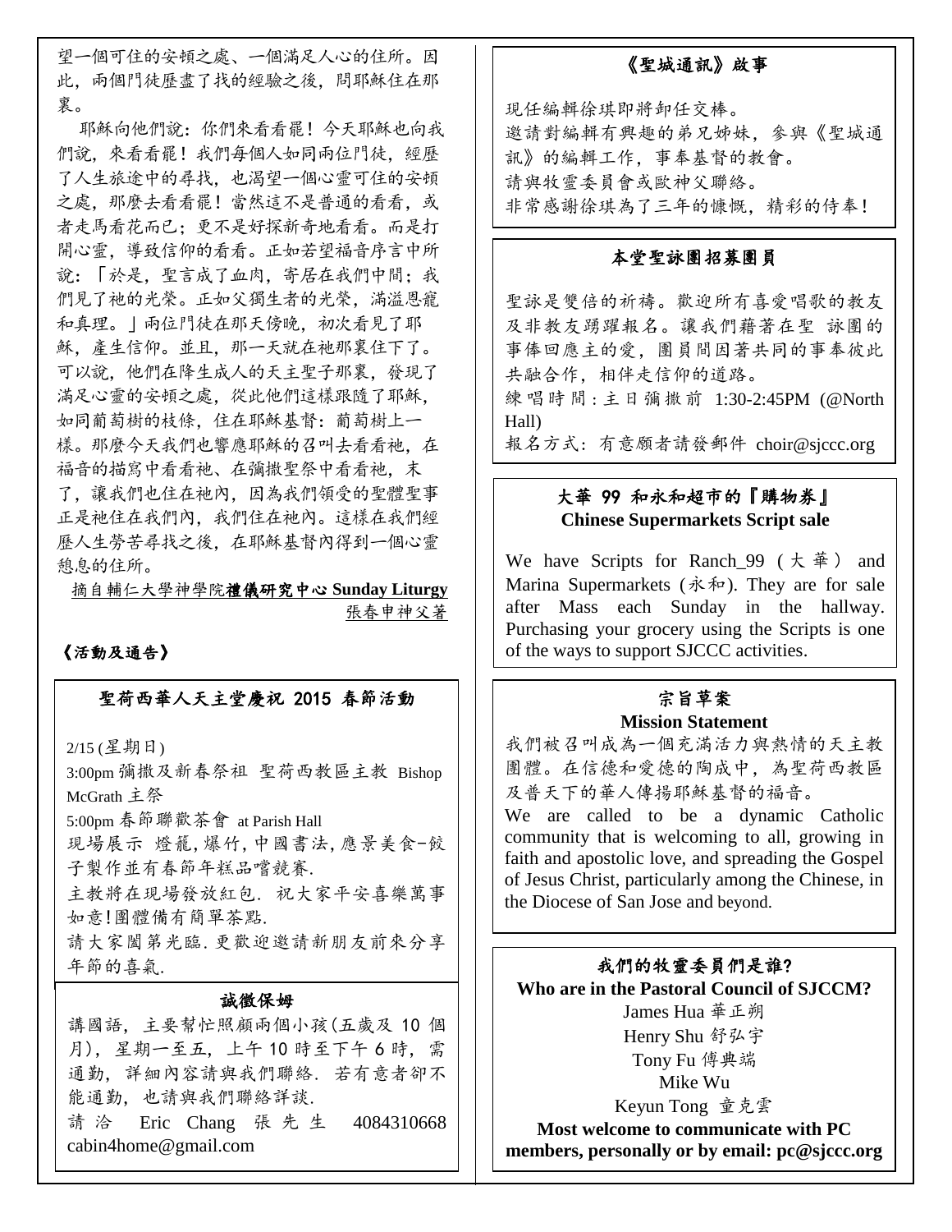望一個可住的安頓之處、一個滿足人心的住所。因此，兩個門徒歷盡了找的經驗之後，問耶穌住在那裏。

耶穌向他們說：你們來看看罷！今天耶穌也向我們說，來看看罷！我們每個人如同兩位門徒，經歷了人生旅途中的尋找，也渴望一個心靈可住的安頓之處，那麼去看看罷！當然這不是普通的看看，或者走馬看花而已；更不是好探新奇地看看。而是打開心靈，導致信仰的看看。正如若望福音序言中所說：「於是，聖言成了血肉，寄居在我們中間；我們見了祂的光榮。正如父獨生者的光榮，滿溢恩寵和真理。」兩位門徒在那天傍晚，初次看見了耶穌，產生信仰。並且，那一天就在祂那裏住下了。可以說，他們在降生成人的天主聖子那裏，發現了滿足心靈的安頓之處，從此他們這樣跟隨了耶穌，如同葡萄樹的枝條，住在耶穌基督：葡萄樹上一樣。那麼今天我們也響應耶穌的召叫去看看祂，在福音的描寫中看看祂、在彌撒聖祭中看看祂，末了，讓我們也住在祂內，因為我們領受的聖體聖事正是祂住在我們內，我們住在祂內。這樣在我們經歷人生勞苦尋找之後，在耶穌基督內得到一個心靈憩息的住所。

摘自輔仁大學神學院**禮儀研究中心 Sunday Liturgy**
張春申神父著

## 《活動及通告》

### 聖荷西華人天主堂慶祝 2015 春節活動

2/15 (星期日)

3:00pm 彌撒及新春祭祖 聖荷西教區主教 Bishop McGrath 主祭

5:00pm 春節聯歡茶會 at Parish Hall

現場展示 燈籠, 爆竹, 中國書法, 應景美食-餃子製作並有春節年糕品嚐競賽.

主教將在現場發放紅包. 祝大家平安喜樂萬事如意!團體備有簡單茶點.

請大家闔第光臨. 更歡迎邀請新朋友前來分享年節的喜氣.

### 誠徵保姆

講國語，主要幫忙照顧兩個小孩(五歲及 10 個月)，星期一至五，上午 10 時至下午 6 時，需通勤，詳細內容請與我們聯絡. 若有意者卻不能通勤，也請與我們聯絡詳談.

請洽 Eric Chang 張先生 4084310668 cabin4home@gmail.com

### 《聖城通訊》啟事

現任編輯徐琪即將卸任交棒。
邀請對編輯有興趣的弟兄姊妹，參與《聖城通訊》的編輯工作，事奉基督的教會。
請與牧靈委員會或歐神父聯絡。
非常感謝徐琪為了三年的慷慨，精彩的侍奉！

### 本堂聖詠團招募團員

聖詠是雙倍的祈禱。歡迎所有喜愛唱歌的教友及非教友踴躍報名。讓我們藉著在聖 詠團的事俸回應主的愛，團員間因著共同的事奉彼此共融合作，相伴走信仰的道路。

練唱時間：主日彌撒前 1:30-2:45PM (@North Hall)

報名方式：有意願者請發郵件 choir@sjccc.org

### 大華 99 和永和超市的『購物券』
### Chinese Supermarkets Script sale

We have Scripts for Ranch_99 (大華) and Marina Supermarkets (永和). They are for sale after Mass each Sunday in the hallway. Purchasing your grocery using the Scripts is one of the ways to support SJCCC activities.

### 宗旨草案
### Mission Statement

我們被召叫成為一個充滿活力與熱情的天主教團體。在信德和愛德的陶成中，為聖荷西教區及普天下的華人傳揚耶穌基督的福音。

We are called to be a dynamic Catholic community that is welcoming to all, growing in faith and apostolic love, and spreading the Gospel of Jesus Christ, particularly among the Chinese, in the Diocese of San Jose and beyond.

### 我們的牧靈委員們是誰?
### Who are in the Pastoral Council of SJCCM?

James Hua 華正朔
Henry Shu 舒弘宇
Tony Fu 傅典端
Mike Wu
Keyun Tong 童克雲

**Most welcome to communicate with PC members, personally or by email: pc@sjccc.org**